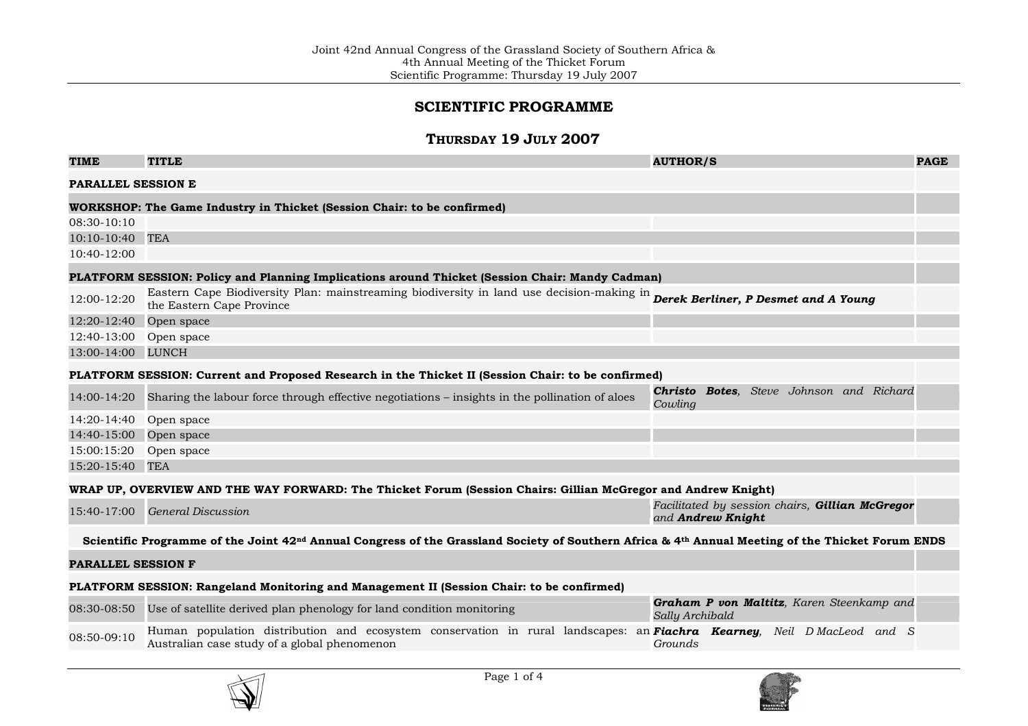# SCIENTIFIC PROGRAMME

## THURSDAY 19 JULY 2007

| TIME | TITLE | AUTHOR/S | PAGE |
|---|---|---|---|
| **PARALLEL SESSION E** | | | |
| **WORKSHOP: The Game Industry in Thicket (Session Chair: to be confirmed)** | | | |
| 08:30-10:10 | | | |
| 10:10-10:40 | TEA | | |
| 10:40-12:00 | | | |
| **PLATFORM SESSION: Policy and Planning Implications around Thicket (Session Chair: Mandy Cadman)** | | | |
| 12:00-12:20 | Eastern Cape Biodiversity Plan: mainstreaming biodiversity in land use decision-making in the Eastern Cape Province | ***Derek Berliner, P Desmet and A Young*** | |
| 12:20-12:40 | Open space | | |
| 12:40-13:00 | Open space | | |
| 13:00-14:00 | LUNCH | | |
| **PLATFORM SESSION: Current and Proposed Research in the Thicket II (Session Chair: to be confirmed)** | | | |
| 14:00-14:20 | Sharing the labour force through effective negotiations – insights in the pollination of aloes | ***Christo Botes***, *Steve Johnson and Richard Cowling* | |
| 14:20-14:40 | Open space | | |
| 14:40-15:00 | Open space | | |
| 15:00:15:20 | Open space | | |
| 15:20-15:40 | TEA | | |
| **WRAP UP, OVERVIEW AND THE WAY FORWARD: The Thicket Forum (Session Chairs: Gillian McGregor and Andrew Knight)** | | | |
| 15:40-17:00 | *General Discussion* | *Facilitated by session chairs,* ***Gillian McGregor*** *and* ***Andrew Knight*** | |
| **Scientific Programme of the Joint 42nd Annual Congress of the Grassland Society of Southern Africa & 4th Annual Meeting of the Thicket Forum ENDS** | | | |
| **PARALLEL SESSION F** | | | |
| **PLATFORM SESSION: Rangeland Monitoring and Management II (Session Chair: to be confirmed)** | | | |
| 08:30-08:50 | Use of satellite derived plan phenology for land condition monitoring | ***Graham P von Maltitz***, *Karen Steenkamp and Sally Archibald* | |
| 08:50-09:10 | Human population distribution and ecosystem conservation in rural landscapes: an Australian case study of a global phenomenon | ***Fiachra Kearney***, *Neil D MacLeod and S Grounds* | |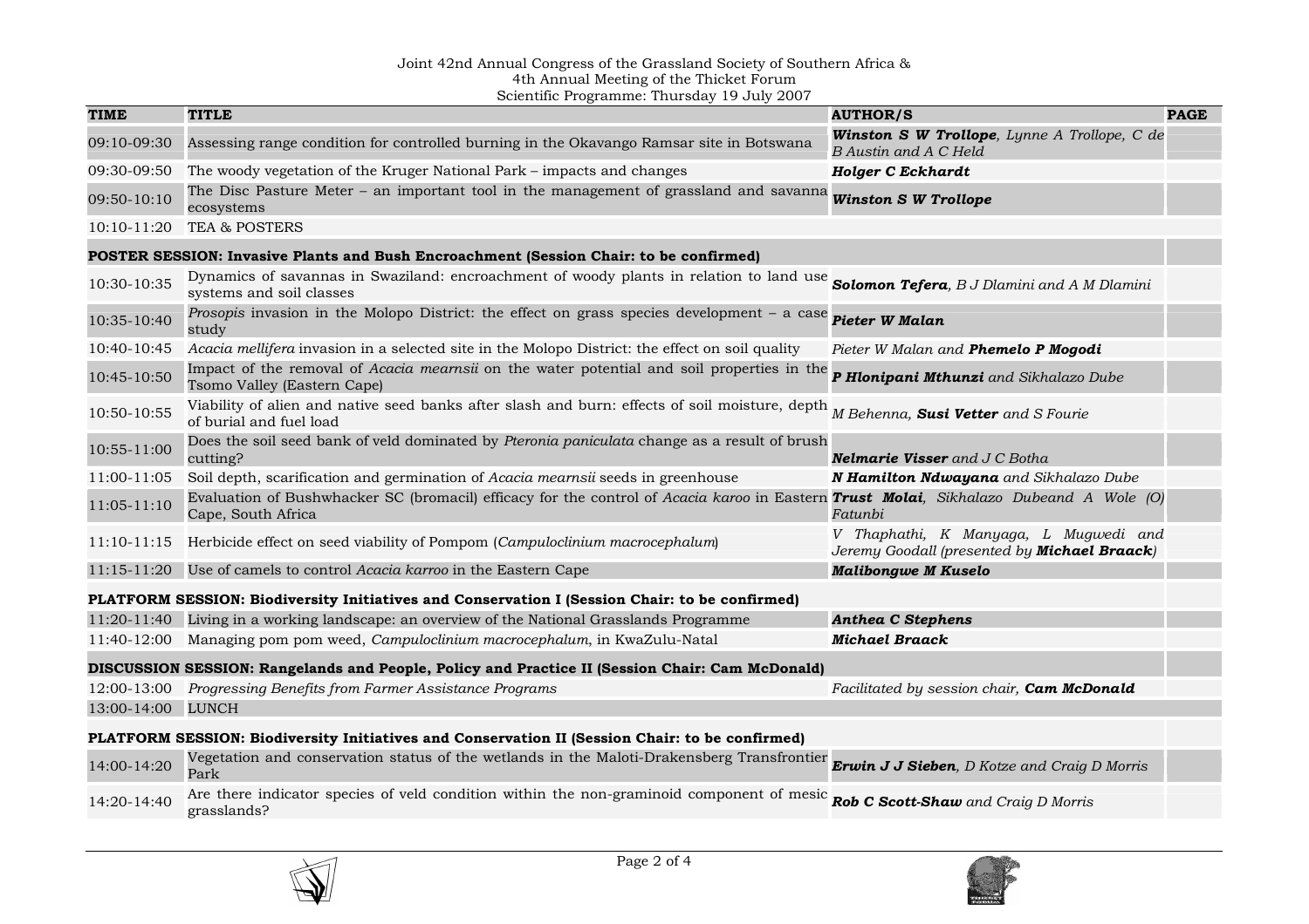Joint 42nd Annual Congress of the Grassland Society of Southern Africa &
4th Annual Meeting of the Thicket Forum
Scientific Programme: Thursday 19 July 2007

| TIME | TITLE | AUTHOR/S | PAGE |
|---|---|---|---|
| 09:10-09:30 | Assessing range condition for controlled burning in the Okavango Ramsar site in Botswana | ***Winston S W Trollope**, Lynne A Trollope, C de B Austin and A C Held* | |
| 09:30-09:50 | The woody vegetation of the Kruger National Park – impacts and changes | ***Holger C Eckhardt*** | |
| 09:50-10:10 | The Disc Pasture Meter – an important tool in the management of grassland and savanna ecosystems | ***Winston S W Trollope*** | |
| 10:10-11:20 | TEA & POSTERS | | |
| **POSTER SESSION: Invasive Plants and Bush Encroachment (Session Chair: to be confirmed)** | | | |
| 10:30-10:35 | Dynamics of savannas in Swaziland: encroachment of woody plants in relation to land use systems and soil classes | ***Solomon Tefera**, B J Dlamini and A M Dlamini* | |
| 10:35-10:40 | *Prosopis* invasion in the Molopo District: the effect on grass species development – a case study | ***Pieter W Malan*** | |
| 10:40-10:45 | *Acacia mellifera* invasion in a selected site in the Molopo District: the effect on soil quality | *Pieter W Malan and **Phemelo P Mogodi*** | |
| 10:45-10:50 | Impact of the removal of *Acacia mearnsii* on the water potential and soil properties in the Tsomo Valley (Eastern Cape) | ***P Hlonipani Mthunzi** and Sikhalazo Dube* | |
| 10:50-10:55 | Viability of alien and native seed banks after slash and burn: effects of soil moisture, depth of burial and fuel load | *M Behenna, **Susi Vetter** and S Fourie* | |
| 10:55-11:00 | Does the soil seed bank of veld dominated by *Pteronia paniculata* change as a result of brush cutting? | ***Nelmarie Visser** and J C Botha* | |
| 11:00-11:05 | Soil depth, scarification and germination of *Acacia mearnsii* seeds in greenhouse | ***N Hamilton Ndwayana** and Sikhalazo Dube* | |
| 11:05-11:10 | Evaluation of Bushwhacker SC (bromacil) efficacy for the control of *Acacia karoo* in Eastern Cape, South Africa | ***Trust Molai**, Sikhalazo Dubeand A Wole (O) Fatunbi* | |
| 11:10-11:15 | Herbicide effect on seed viability of Pompom (*Campuloclinium macrocephalum*) | *V Thaphathi, K Manyaga, L Mugwedi and Jeremy Goodall (presented by **Michael Braack**)* | |
| 11:15-11:20 | Use of camels to control *Acacia karroo* in the Eastern Cape | ***Malibongwe M Kuselo*** | |
| **PLATFORM SESSION: Biodiversity Initiatives and Conservation I (Session Chair: to be confirmed)** | | | |
| 11:20-11:40 | Living in a working landscape: an overview of the National Grasslands Programme | ***Anthea C Stephens*** | |
| 11:40-12:00 | Managing pom pom weed, *Campuloclinium macrocephalum*, in KwaZulu-Natal | ***Michael Braack*** | |
| **DISCUSSION SESSION: Rangelands and People, Policy and Practice II (Session Chair: Cam McDonald)** | | | |
| 12:00-13:00 | *Progressing Benefits from Farmer Assistance Programs* | *Facilitated by session chair, **Cam McDonald*** | |
| 13:00-14:00 | LUNCH | | |
| **PLATFORM SESSION: Biodiversity Initiatives and Conservation II (Session Chair: to be confirmed)** | | | |
| 14:00-14:20 | Vegetation and conservation status of the wetlands in the Maloti-Drakensberg Transfrontier Park | ***Erwin J J Sieben**, D Kotze and Craig D Morris* | |
| 14:20-14:40 | Are there indicator species of veld condition within the non-graminoid component of mesic grasslands? | ***Rob C Scott-Shaw** and Craig D Morris* | |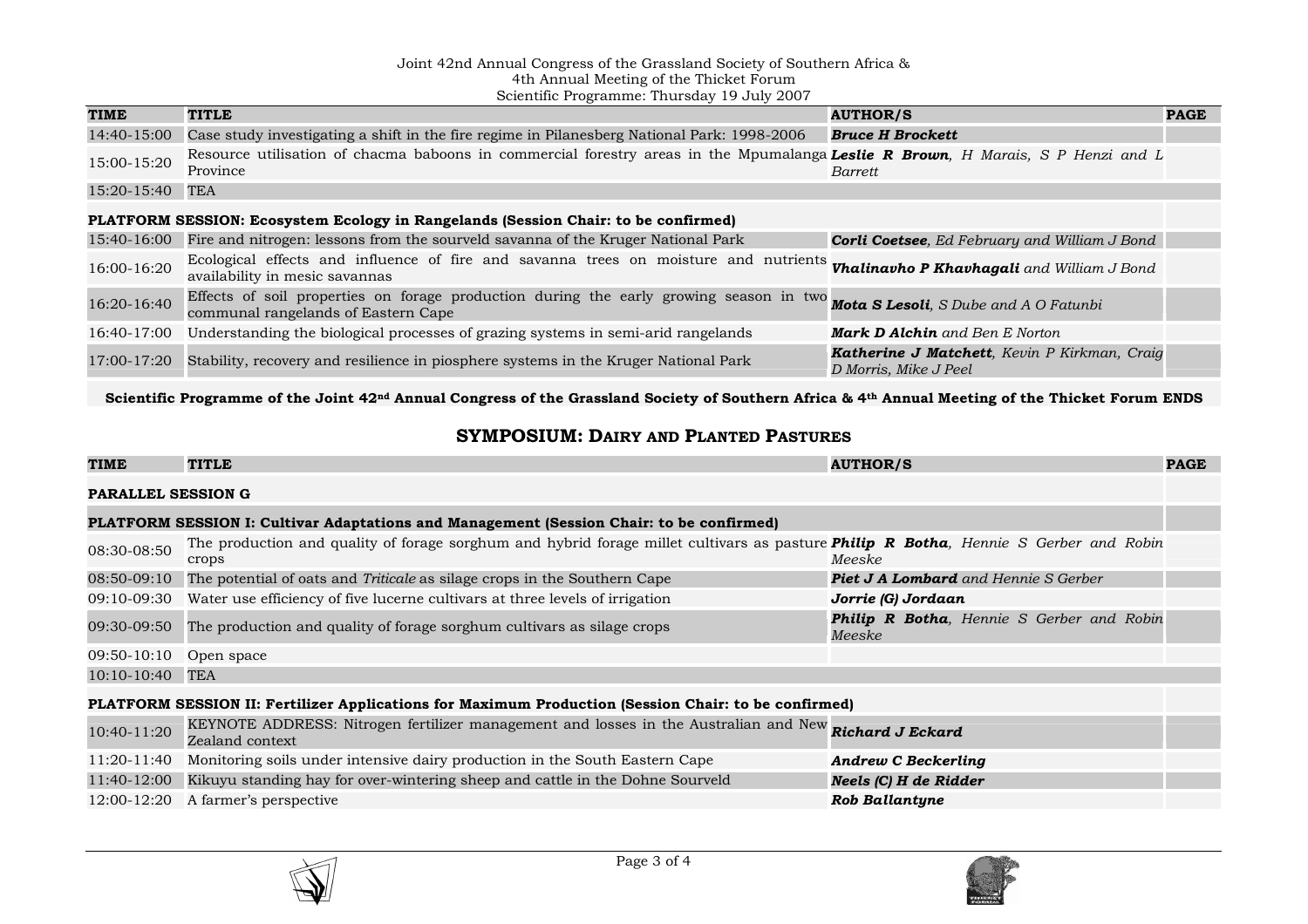| TIME | TITLE | AUTHOR/S | PAGE |
|---|---|---|---|
| 14:40-15:00 | Case study investigating a shift in the fire regime in Pilanesberg National Park: 1998-2006 | ***Bruce H Brockett*** | |
| 15:00-15:20 | Resource utilisation of chacma baboons in commercial forestry areas in the Mpumalanga Province | ***Leslie R Brown**, H Marais, S P Henzi and L Barrett* | |
| 15:20-15:40 | TEA | | |
| **PLATFORM SESSION: Ecosystem Ecology in Rangelands (Session Chair: to be confirmed)** | | | |
| 15:40-16:00 | Fire and nitrogen: lessons from the sourveld savanna of the Kruger National Park | ***Corli Coetsee**, Ed February and William J Bond* | |
| 16:00-16:20 | Ecological effects and influence of fire and savanna trees on moisture and nutrients availability in mesic savannas | ***Vhalinavho P Khavhagali** and William J Bond* | |
| 16:20-16:40 | Effects of soil properties on forage production during the early growing season in two communal rangelands of Eastern Cape | ***Mota S Lesoli**, S Dube and A O Fatunbi* | |
| 16:40-17:00 | Understanding the biological processes of grazing systems in semi-arid rangelands | ***Mark D Alchin** and Ben E Norton* | |
| 17:00-17:20 | Stability, recovery and resilience in piosphere systems in the Kruger National Park | ***Katherine J Matchett**, Kevin P Kirkman, Craig D Morris, Mike J Peel* | |

**Scientific Programme of the Joint 42nd Annual Congress of the Grassland Society of Southern Africa & 4th Annual Meeting of the Thicket Forum ENDS**

## SYMPOSIUM: DAIRY AND PLANTED PASTURES

| TIME | TITLE | AUTHOR/S | PAGE |
|---|---|---|---|
| **PARALLEL SESSION G** | | | |
| **PLATFORM SESSION I: Cultivar Adaptations and Management (Session Chair: to be confirmed)** | | | |
| 08:30-08:50 | The production and quality of forage sorghum and hybrid forage millet cultivars as pasture crops | ***Philip R Botha**, Hennie S Gerber and Robin Meeske* | |
| 08:50-09:10 | The potential of oats and *Triticale* as silage crops in the Southern Cape | ***Piet J A Lombard** and Hennie S Gerber* | |
| 09:10-09:30 | Water use efficiency of five lucerne cultivars at three levels of irrigation | ***Jorrie (G) Jordaan*** | |
| 09:30-09:50 | The production and quality of forage sorghum cultivars as silage crops | ***Philip R Botha**, Hennie S Gerber and Robin Meeske* | |
| 09:50-10:10 | Open space | | |
| 10:10-10:40 | TEA | | |
| **PLATFORM SESSION II: Fertilizer Applications for Maximum Production (Session Chair: to be confirmed)** | | | |
| 10:40-11:20 | KEYNOTE ADDRESS: Nitrogen fertilizer management and losses in the Australian and New Zealand context | ***Richard J Eckard*** | |
| 11:20-11:40 | Monitoring soils under intensive dairy production in the South Eastern Cape | ***Andrew C Beckerling*** | |
| 11:40-12:00 | Kikuyu standing hay for over-wintering sheep and cattle in the Dohne Sourveld | ***Neels (C) H de Ridder*** | |
| 12:00-12:20 | A farmer's perspective | ***Rob Ballantyne*** | |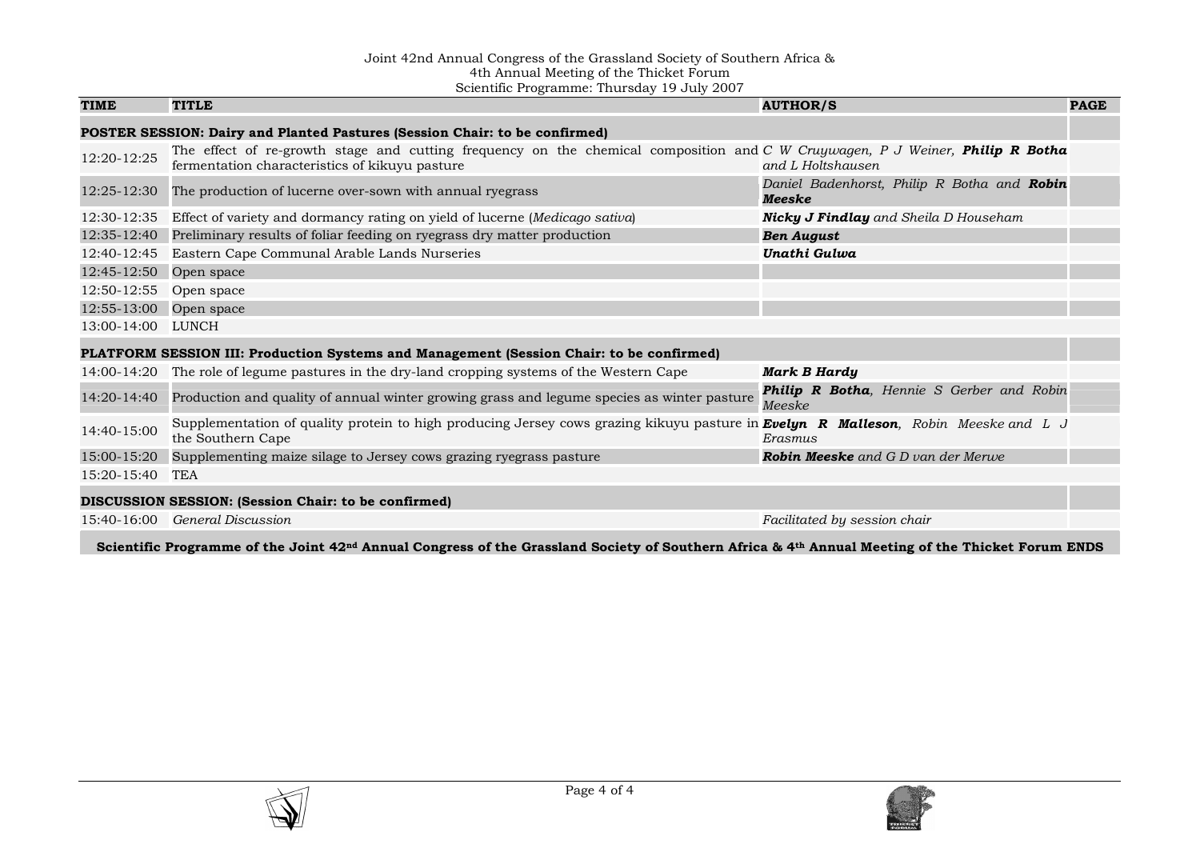Joint 42nd Annual Congress of the Grassland Society of Southern Africa &
4th Annual Meeting of the Thicket Forum
Scientific Programme: Thursday 19 July 2007

| TIME | TITLE | AUTHOR/S | PAGE |
|---|---|---|---|
| **POSTER SESSION: Dairy and Planted Pastures (Session Chair: to be confirmed)** | | | |
| 12:20-12:25 | The effect of re-growth stage and cutting frequency on the chemical composition and fermentation characteristics of kikuyu pasture | *C W Cruywagen, P J Weiner,* ***Philip R Botha*** *and L Holtshausen* | |
| 12:25-12:30 | The production of lucerne over-sown with annual ryegrass | *Daniel Badenhorst, Philip R Botha and* ***Robin Meeske*** | |
| 12:30-12:35 | Effect of variety and dormancy rating on yield of lucerne (*Medicago sativa*) | ***Nicky J Findlay*** *and Sheila D Househam* | |
| 12:35-12:40 | Preliminary results of foliar feeding on ryegrass dry matter production | ***Ben August*** | |
| 12:40-12:45 | Eastern Cape Communal Arable Lands Nurseries | ***Unathi Gulwa*** | |
| 12:45-12:50 | Open space | | |
| 12:50-12:55 | Open space | | |
| 12:55-13:00 | Open space | | |
| 13:00-14:00 | LUNCH | | |
| **PLATFORM SESSION III: Production Systems and Management (Session Chair: to be confirmed)** | | | |
| 14:00-14:20 | The role of legume pastures in the dry-land cropping systems of the Western Cape | ***Mark B Hardy*** | |
| 14:20-14:40 | Production and quality of annual winter growing grass and legume species as winter pasture | ***Philip R Botha****, Hennie S Gerber and Robin Meeske* | |
| 14:40-15:00 | Supplementation of quality protein to high producing Jersey cows grazing kikuyu pasture in the Southern Cape | ***Evelyn R Malleson****, Robin Meeske and L J Erasmus* | |
| 15:00-15:20 | Supplementing maize silage to Jersey cows grazing ryegrass pasture | ***Robin Meeske*** *and G D van der Merwe* | |
| 15:20-15:40 | TEA | | |
| **DISCUSSION SESSION: (Session Chair: to be confirmed)** | | | |
| 15:40-16:00 | *General Discussion* | *Facilitated by session chair* | |

**Scientific Programme of the Joint 42nd Annual Congress of the Grassland Society of Southern Africa & 4th Annual Meeting of the Thicket Forum ENDS**